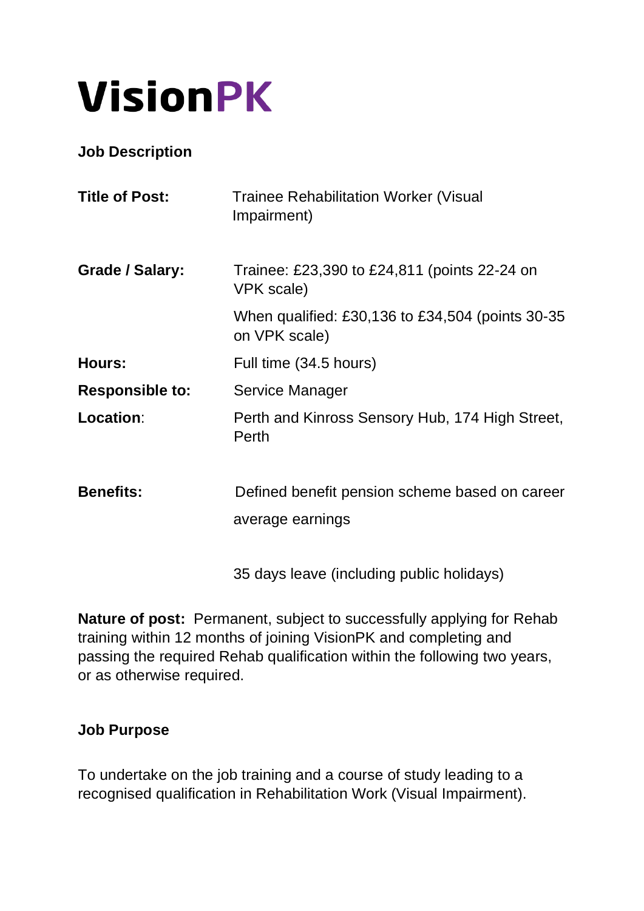# VisionPK

**Job Description**

**Title of Post:** Trainee Rehabilitation Worker (Visual Impairment)

**Grade / Salary:** Trainee: £23,390 to £24,811 (points 22-24 on VPK scale)

When qualified: £30,136 to £34,504 (points 30-35 on VPK scale)

**Hours:** Full time (34.5 hours)

**Responsible to:** Service Manager

**Location**: Perth and Kinross Sensory Hub, 174 High Street, Perth

**Benefits:** Defined benefit pension scheme based on career average earnings

35 days leave (including public holidays)

**Nature of post:** Permanent, subject to successfully applying for Rehab training within 12 months of joining VisionPK and completing and passing the required Rehab qualification within the following two years, or as otherwise required.

**Job Purpose**

To undertake on the job training and a course of study leading to a recognised qualification in Rehabilitation Work (Visual Impairment).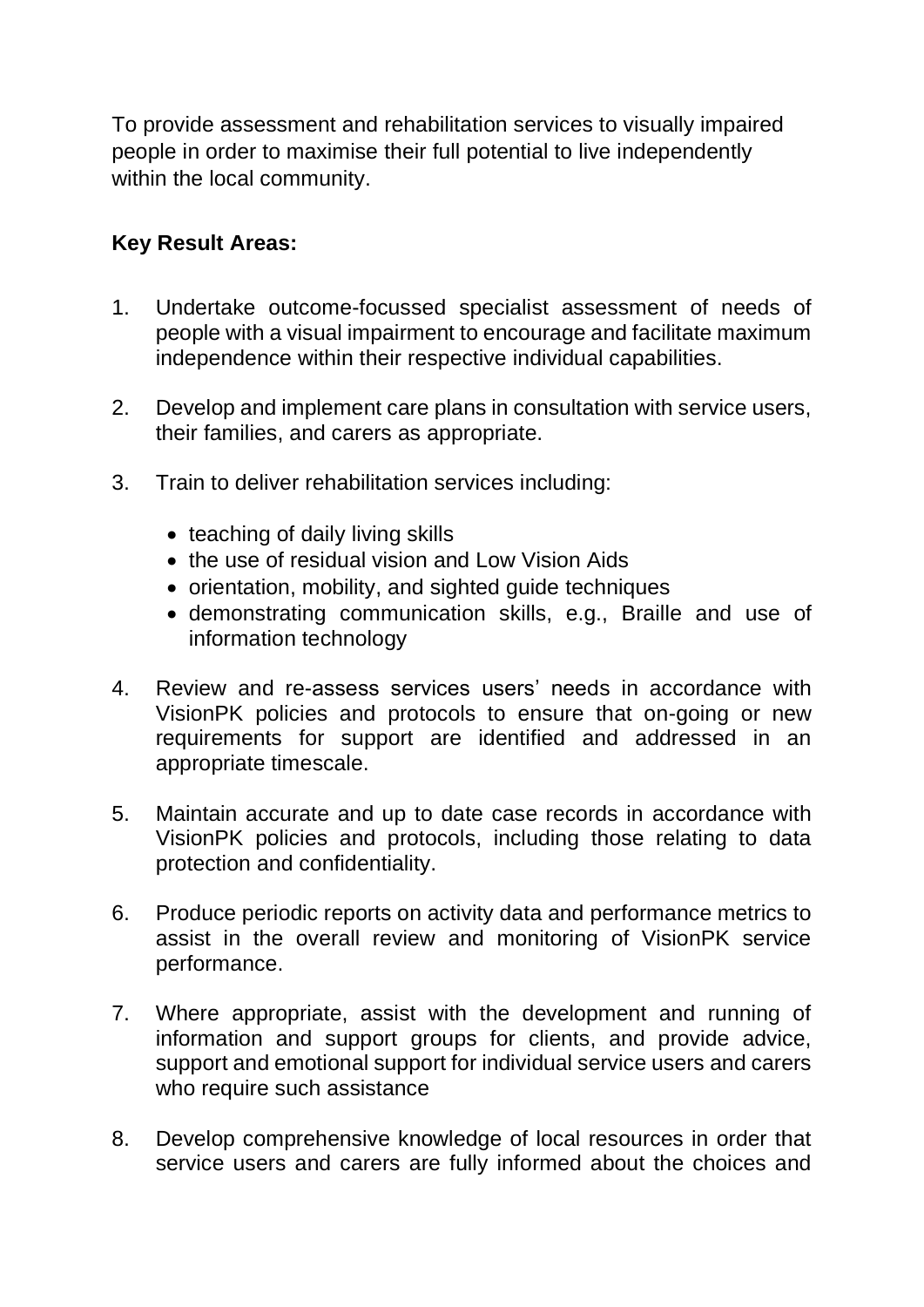To provide assessment and rehabilitation services to visually impaired people in order to maximise their full potential to live independently within the local community.

**Key Result Areas:**

1. Undertake outcome-focussed specialist assessment of needs of people with a visual impairment to encourage and facilitate maximum independence within their respective individual capabilities.

2. Develop and implement care plans in consultation with service users, their families, and carers as appropriate.

3. Train to deliver rehabilitation services including:

   - teaching of daily living skills
   - the use of residual vision and Low Vision Aids
   - orientation, mobility, and sighted guide techniques
   - demonstrating communication skills, e.g., Braille and use of information technology

4. Review and re-assess services users' needs in accordance with VisionPK policies and protocols to ensure that on-going or new requirements for support are identified and addressed in an appropriate timescale.

5. Maintain accurate and up to date case records in accordance with VisionPK policies and protocols, including those relating to data protection and confidentiality.

6. Produce periodic reports on activity data and performance metrics to assist in the overall review and monitoring of VisionPK service performance.

7. Where appropriate, assist with the development and running of information and support groups for clients, and provide advice, support and emotional support for individual service users and carers who require such assistance

8. Develop comprehensive knowledge of local resources in order that service users and carers are fully informed about the choices and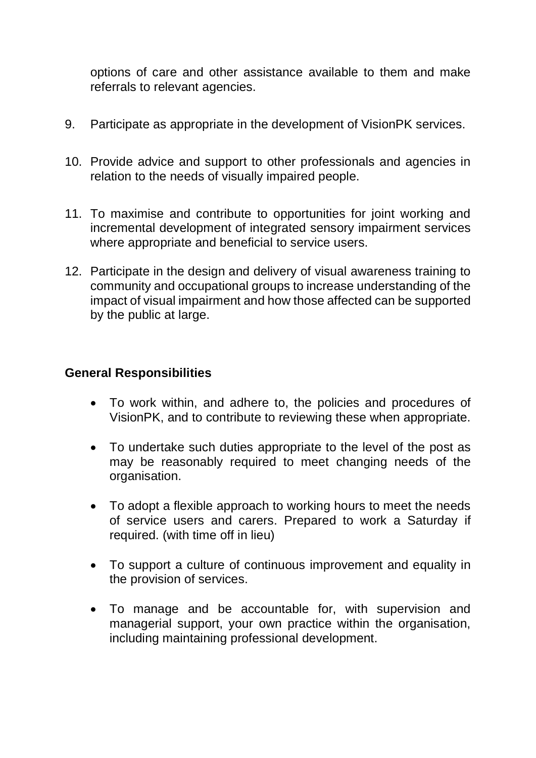options of care and other assistance available to them and make referrals to relevant agencies.

9. Participate as appropriate in the development of VisionPK services.

10. Provide advice and support to other professionals and agencies in relation to the needs of visually impaired people.

11. To maximise and contribute to opportunities for joint working and incremental development of integrated sensory impairment services where appropriate and beneficial to service users.

12. Participate in the design and delivery of visual awareness training to community and occupational groups to increase understanding of the impact of visual impairment and how those affected can be supported by the public at large.

**General Responsibilities**

- To work within, and adhere to, the policies and procedures of VisionPK, and to contribute to reviewing these when appropriate.
- To undertake such duties appropriate to the level of the post as may be reasonably required to meet changing needs of the organisation.
- To adopt a flexible approach to working hours to meet the needs of service users and carers. Prepared to work a Saturday if required. (with time off in lieu)
- To support a culture of continuous improvement and equality in the provision of services.
- To manage and be accountable for, with supervision and managerial support, your own practice within the organisation, including maintaining professional development.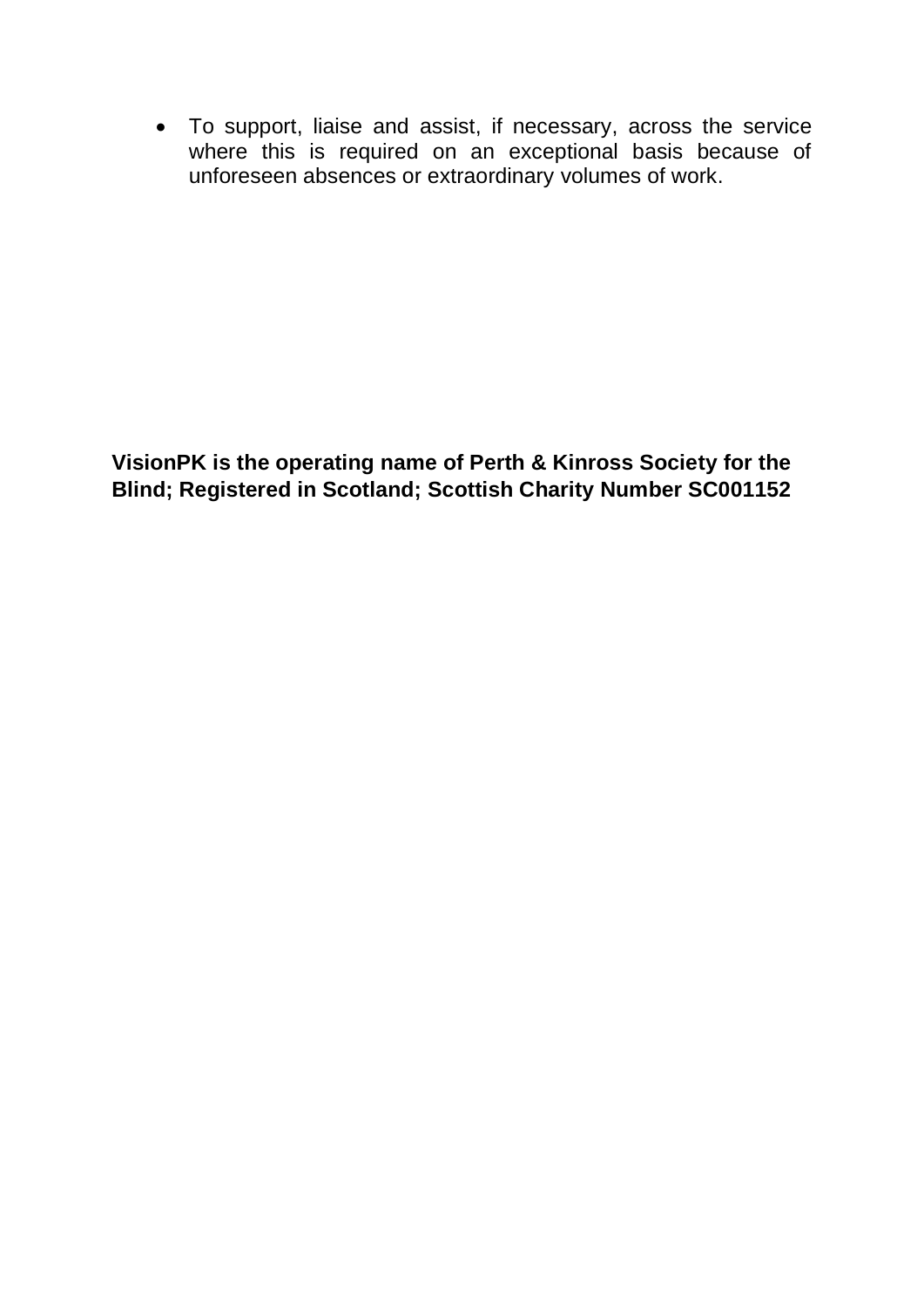- To support, liaise and assist, if necessary, across the service where this is required on an exceptional basis because of unforeseen absences or extraordinary volumes of work.

**VisionPK is the operating name of Perth & Kinross Society for the Blind; Registered in Scotland; Scottish Charity Number SC001152**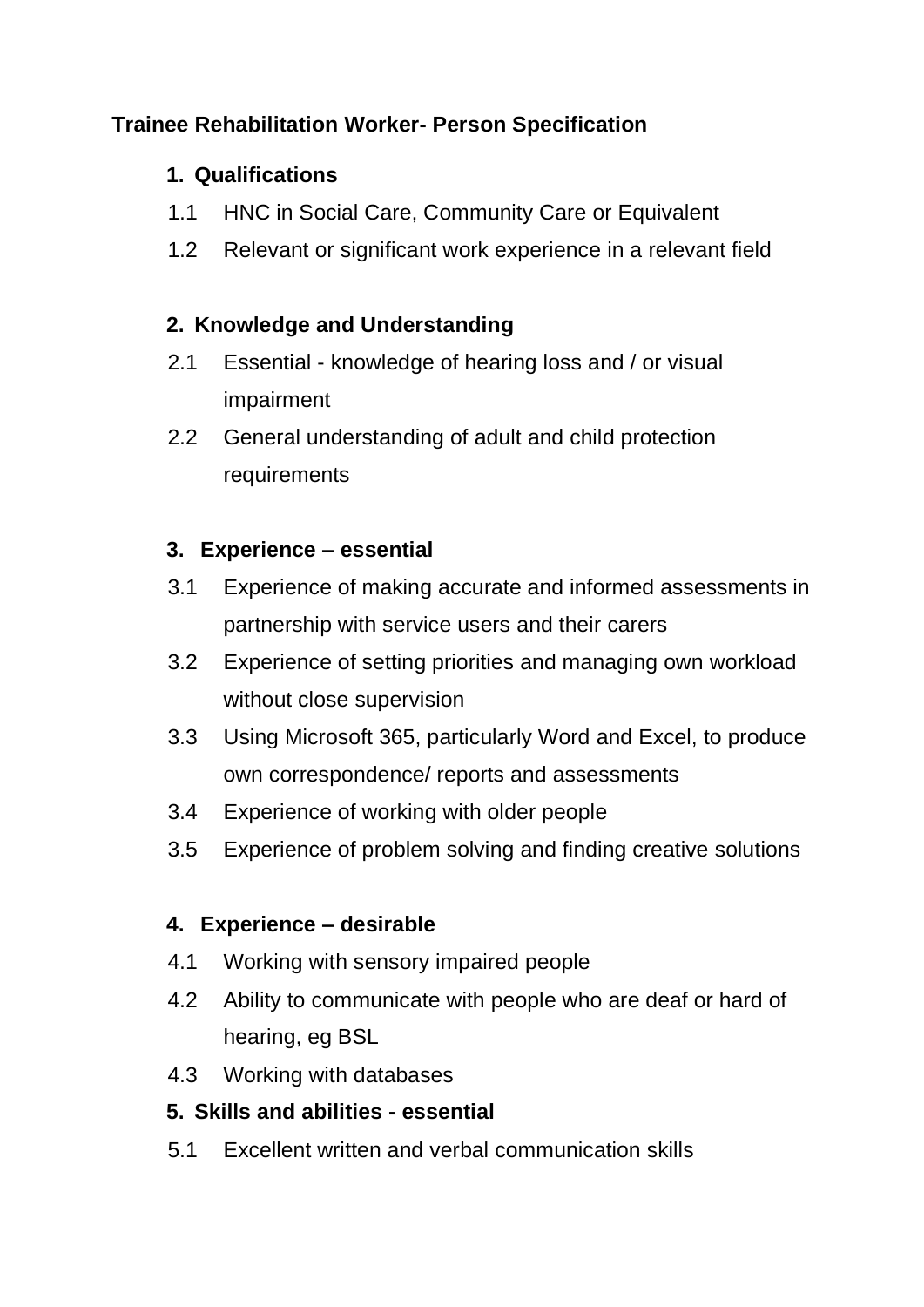**Trainee Rehabilitation Worker- Person Specification**

**1. Qualifications**

1.1 HNC in Social Care, Community Care or Equivalent

1.2 Relevant or significant work experience in a relevant field

**2. Knowledge and Understanding**

2.1 Essential - knowledge of hearing loss and / or visual impairment

2.2 General understanding of adult and child protection requirements

**3. Experience – essential**

3.1 Experience of making accurate and informed assessments in partnership with service users and their carers

3.2 Experience of setting priorities and managing own workload without close supervision

3.3 Using Microsoft 365, particularly Word and Excel, to produce own correspondence/ reports and assessments

3.4 Experience of working with older people

3.5 Experience of problem solving and finding creative solutions

**4. Experience – desirable**

4.1 Working with sensory impaired people

4.2 Ability to communicate with people who are deaf or hard of hearing, eg BSL

4.3 Working with databases

**5. Skills and abilities - essential**

5.1 Excellent written and verbal communication skills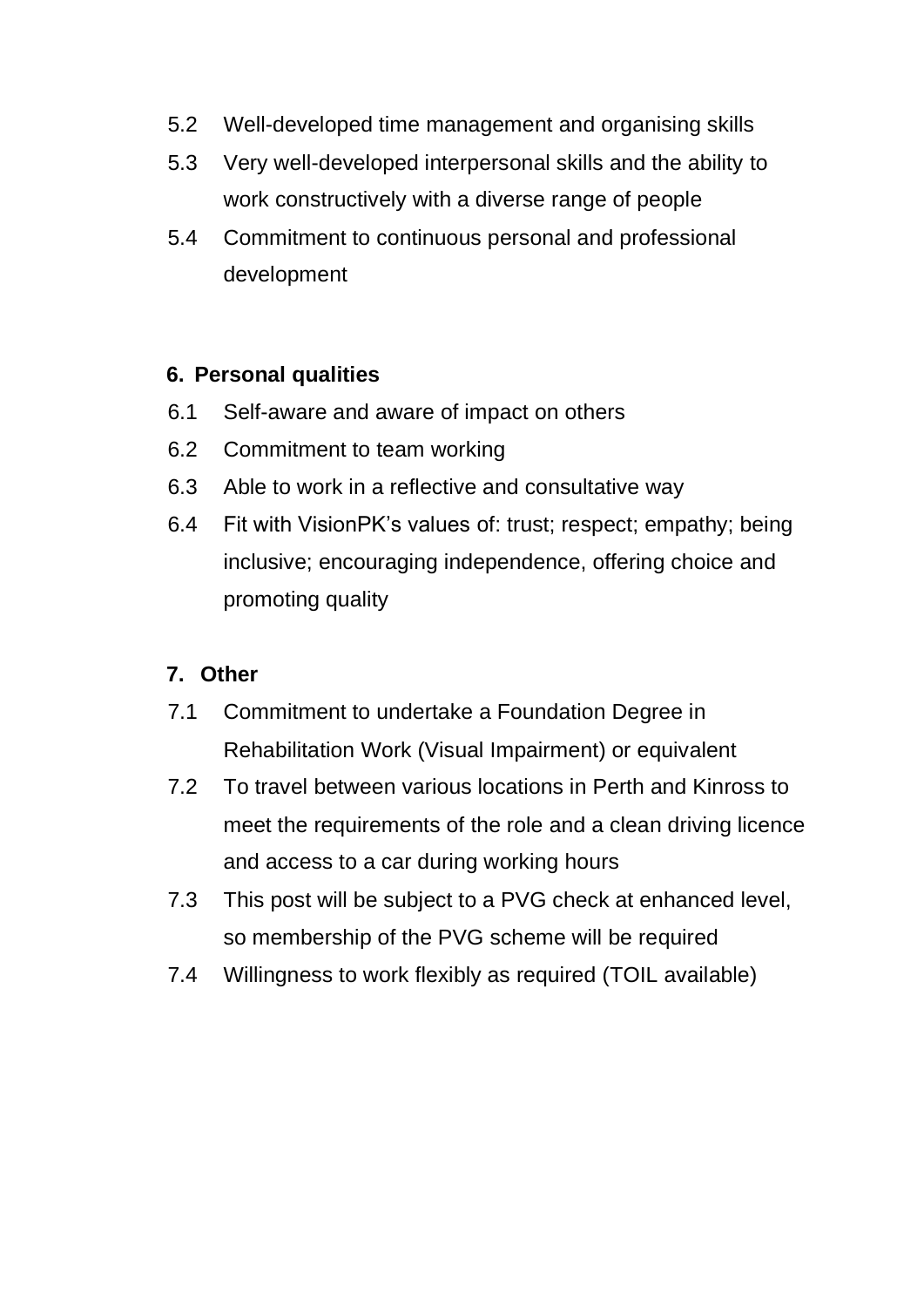5.2 Well-developed time management and organising skills

5.3 Very well-developed interpersonal skills and the ability to work constructively with a diverse range of people

5.4 Commitment to continuous personal and professional development

**6. Personal qualities**

6.1 Self-aware and aware of impact on others

6.2 Commitment to team working

6.3 Able to work in a reflective and consultative way

6.4 Fit with VisionPK's values of: trust; respect; empathy; being inclusive; encouraging independence, offering choice and promoting quality

**7. Other**

7.1 Commitment to undertake a Foundation Degree in Rehabilitation Work (Visual Impairment) or equivalent

7.2 To travel between various locations in Perth and Kinross to meet the requirements of the role and a clean driving licence and access to a car during working hours

7.3 This post will be subject to a PVG check at enhanced level, so membership of the PVG scheme will be required

7.4 Willingness to work flexibly as required (TOIL available)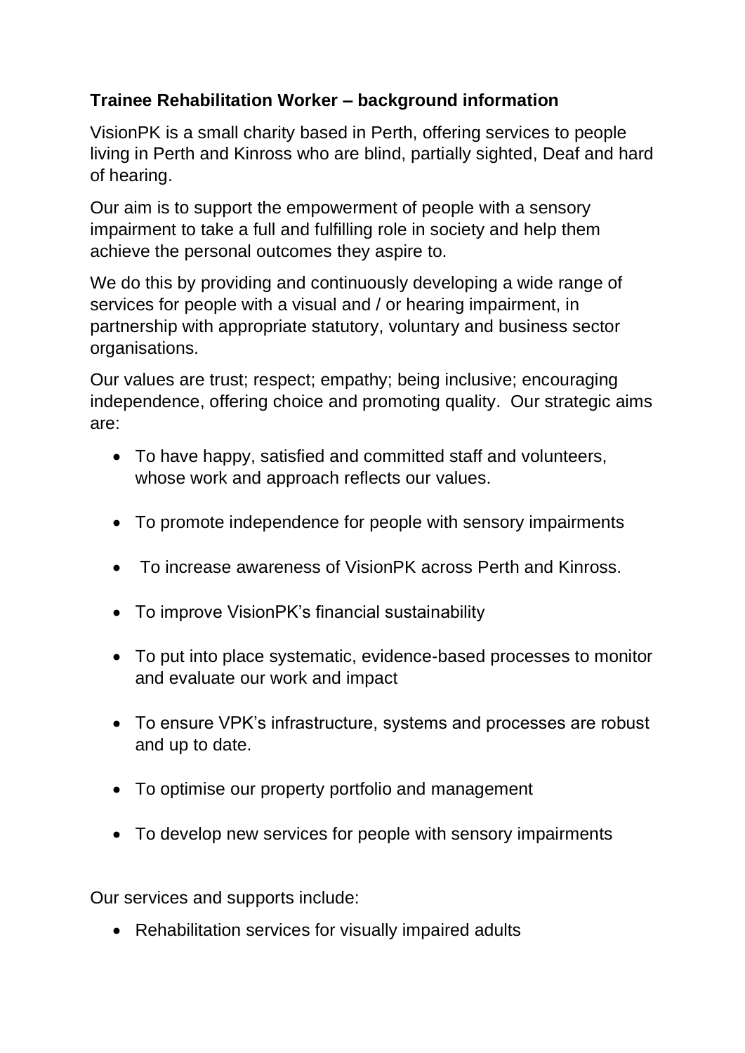**Trainee Rehabilitation Worker – background information**

VisionPK is a small charity based in Perth, offering services to people living in Perth and Kinross who are blind, partially sighted, Deaf and hard of hearing.

Our aim is to support the empowerment of people with a sensory impairment to take a full and fulfilling role in society and help them achieve the personal outcomes they aspire to.

We do this by providing and continuously developing a wide range of services for people with a visual and / or hearing impairment, in partnership with appropriate statutory, voluntary and business sector organisations.

Our values are trust; respect; empathy; being inclusive; encouraging independence, offering choice and promoting quality. Our strategic aims are:

- To have happy, satisfied and committed staff and volunteers, whose work and approach reflects our values.
- To promote independence for people with sensory impairments
- To increase awareness of VisionPK across Perth and Kinross.
- To improve VisionPK's financial sustainability
- To put into place systematic, evidence-based processes to monitor and evaluate our work and impact
- To ensure VPK's infrastructure, systems and processes are robust and up to date.
- To optimise our property portfolio and management
- To develop new services for people with sensory impairments

Our services and supports include:

- Rehabilitation services for visually impaired adults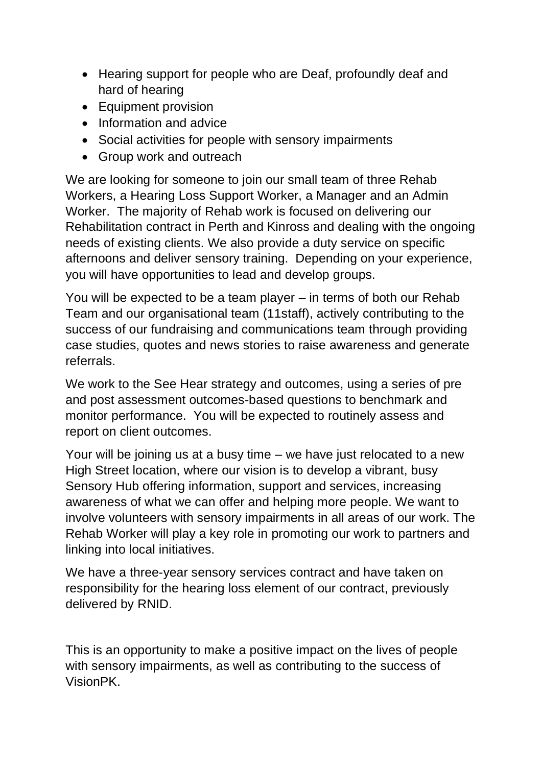- Hearing support for people who are Deaf, profoundly deaf and hard of hearing
- Equipment provision
- Information and advice
- Social activities for people with sensory impairments
- Group work and outreach

We are looking for someone to join our small team of three Rehab Workers, a Hearing Loss Support Worker, a Manager and an Admin Worker. The majority of Rehab work is focused on delivering our Rehabilitation contract in Perth and Kinross and dealing with the ongoing needs of existing clients. We also provide a duty service on specific afternoons and deliver sensory training. Depending on your experience, you will have opportunities to lead and develop groups.

You will be expected to be a team player – in terms of both our Rehab Team and our organisational team (11staff), actively contributing to the success of our fundraising and communications team through providing case studies, quotes and news stories to raise awareness and generate referrals.

We work to the See Hear strategy and outcomes, using a series of pre and post assessment outcomes-based questions to benchmark and monitor performance. You will be expected to routinely assess and report on client outcomes.

Your will be joining us at a busy time – we have just relocated to a new High Street location, where our vision is to develop a vibrant, busy Sensory Hub offering information, support and services, increasing awareness of what we can offer and helping more people. We want to involve volunteers with sensory impairments in all areas of our work. The Rehab Worker will play a key role in promoting our work to partners and linking into local initiatives.

We have a three-year sensory services contract and have taken on responsibility for the hearing loss element of our contract, previously delivered by RNID.

This is an opportunity to make a positive impact on the lives of people with sensory impairments, as well as contributing to the success of VisionPK.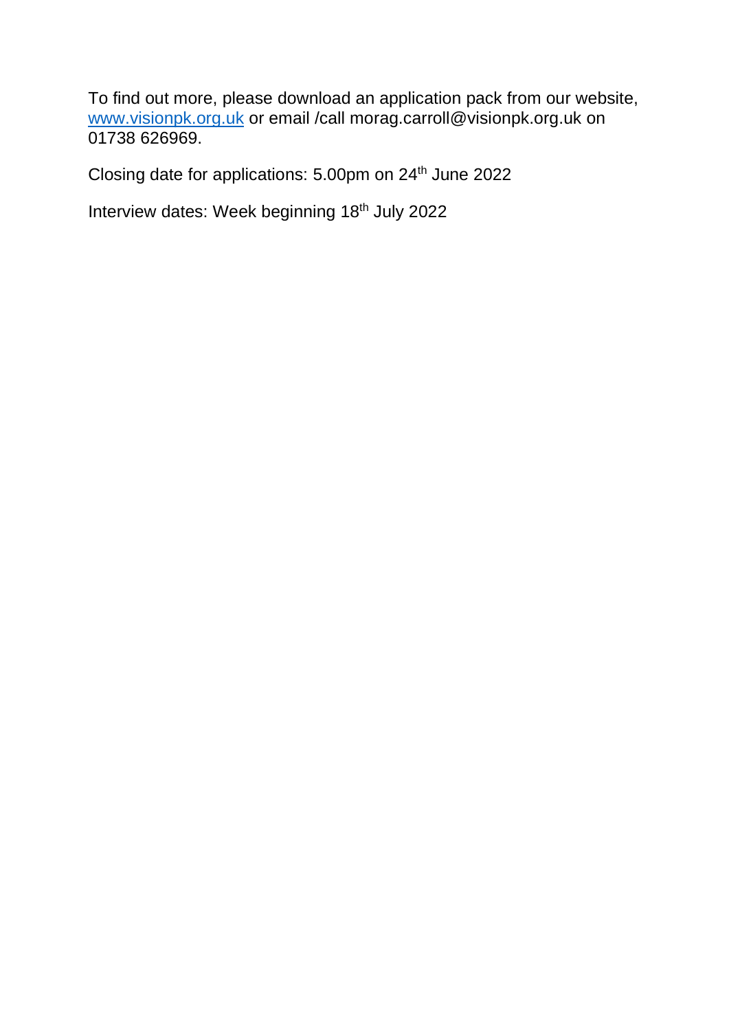To find out more, please download an application pack from our website, [www.visionpk.org.uk](http://www.visionpk.org.uk) or email /call morag.carroll@visionpk.org.uk on 01738 626969.

Closing date for applications: 5.00pm on 24th June 2022

Interview dates: Week beginning 18th July 2022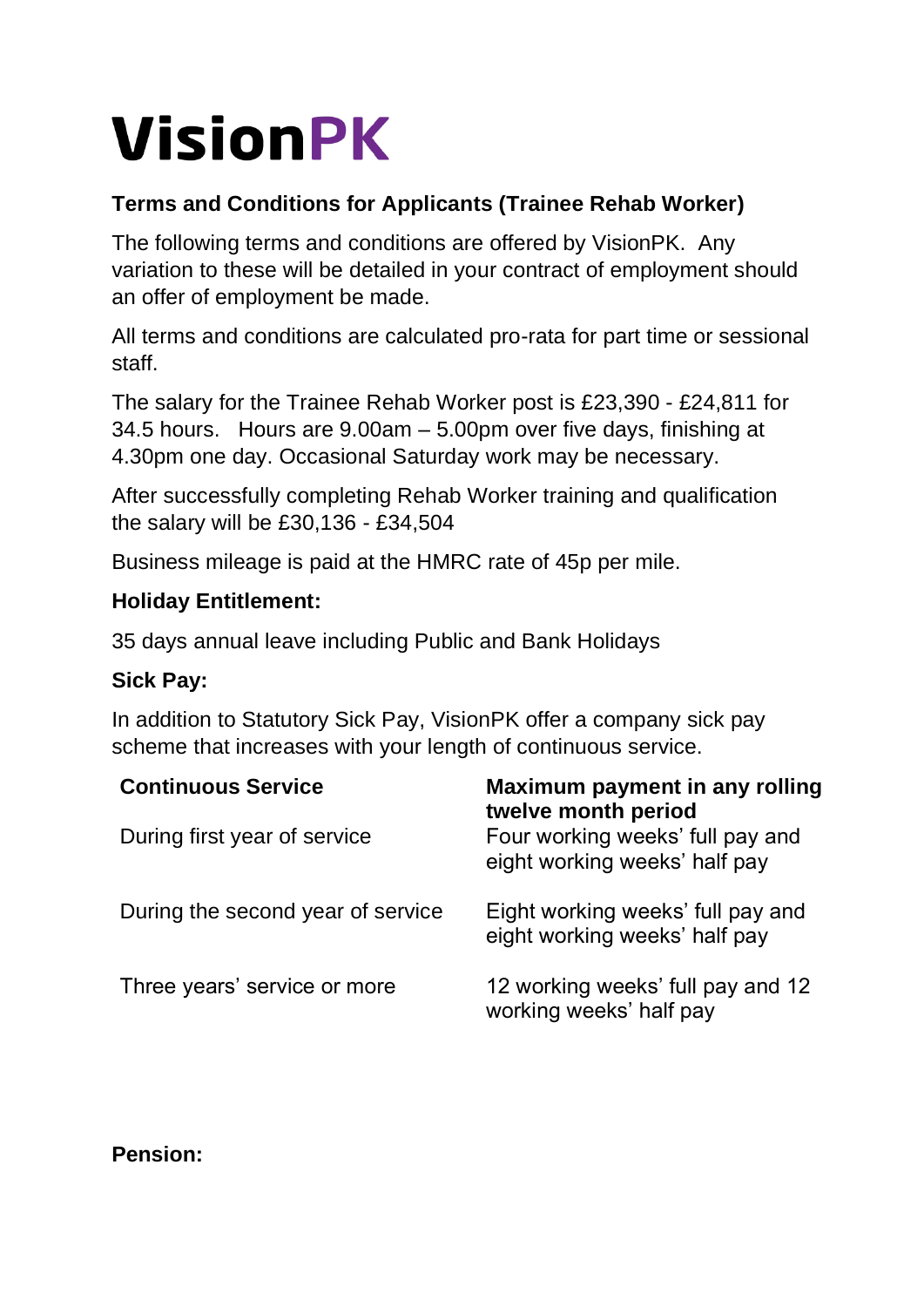# VisionPK

**Terms and Conditions for Applicants (Trainee Rehab Worker)**

The following terms and conditions are offered by VisionPK. Any variation to these will be detailed in your contract of employment should an offer of employment be made.

All terms and conditions are calculated pro-rata for part time or sessional staff.

The salary for the Trainee Rehab Worker post is £23,390 - £24,811 for 34.5 hours. Hours are 9.00am – 5.00pm over five days, finishing at 4.30pm one day. Occasional Saturday work may be necessary.

After successfully completing Rehab Worker training and qualification the salary will be £30,136 - £34,504

Business mileage is paid at the HMRC rate of 45p per mile.

**Holiday Entitlement:**

35 days annual leave including Public and Bank Holidays

**Sick Pay:**

In addition to Statutory Sick Pay, VisionPK offer a company sick pay scheme that increases with your length of continuous service.

| Continuous Service | Maximum payment in any rolling twelve month period |
|---|---|
| During first year of service | Four working weeks' full pay and eight working weeks' half pay |
| During the second year of service | Eight working weeks' full pay and eight working weeks' half pay |
| Three years' service or more | 12 working weeks' full pay and 12 working weeks' half pay |

**Pension:**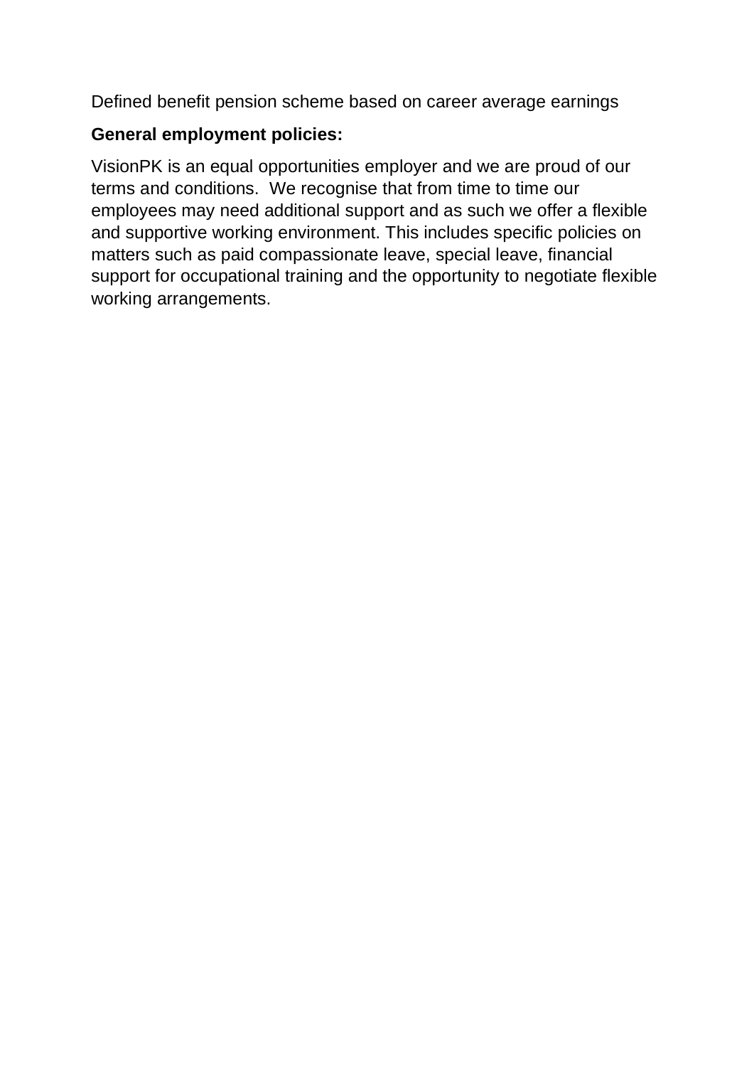Defined benefit pension scheme based on career average earnings

**General employment policies:**

VisionPK is an equal opportunities employer and we are proud of our terms and conditions. We recognise that from time to time our employees may need additional support and as such we offer a flexible and supportive working environment. This includes specific policies on matters such as paid compassionate leave, special leave, financial support for occupational training and the opportunity to negotiate flexible working arrangements.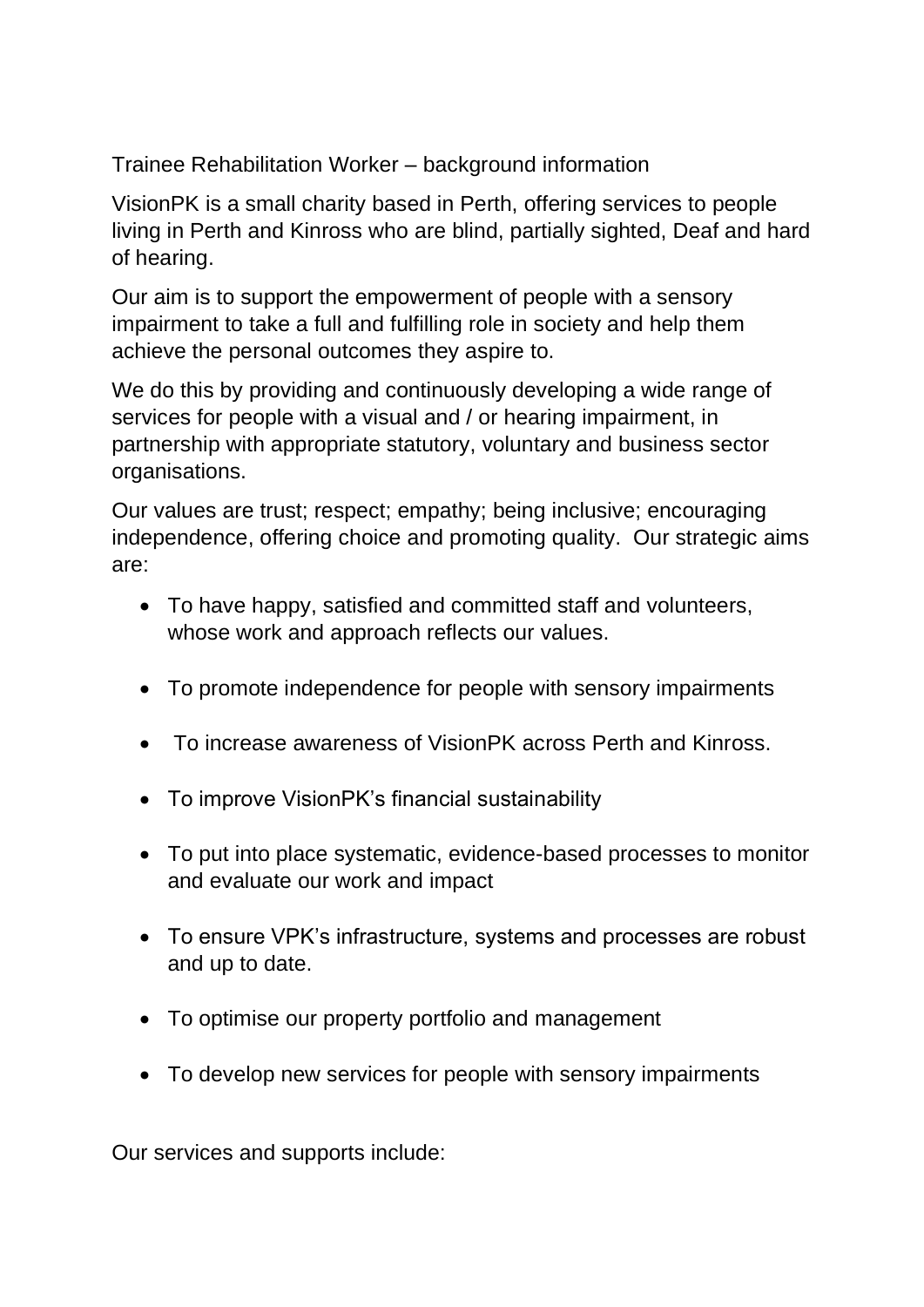Trainee Rehabilitation Worker – background information

VisionPK is a small charity based in Perth, offering services to people living in Perth and Kinross who are blind, partially sighted, Deaf and hard of hearing.

Our aim is to support the empowerment of people with a sensory impairment to take a full and fulfilling role in society and help them achieve the personal outcomes they aspire to.

We do this by providing and continuously developing a wide range of services for people with a visual and / or hearing impairment, in partnership with appropriate statutory, voluntary and business sector organisations.

Our values are trust; respect; empathy; being inclusive; encouraging independence, offering choice and promoting quality. Our strategic aims are:

- To have happy, satisfied and committed staff and volunteers, whose work and approach reflects our values.
- To promote independence for people with sensory impairments
- To increase awareness of VisionPK across Perth and Kinross.
- To improve VisionPK's financial sustainability
- To put into place systematic, evidence-based processes to monitor and evaluate our work and impact
- To ensure VPK's infrastructure, systems and processes are robust and up to date.
- To optimise our property portfolio and management
- To develop new services for people with sensory impairments

Our services and supports include: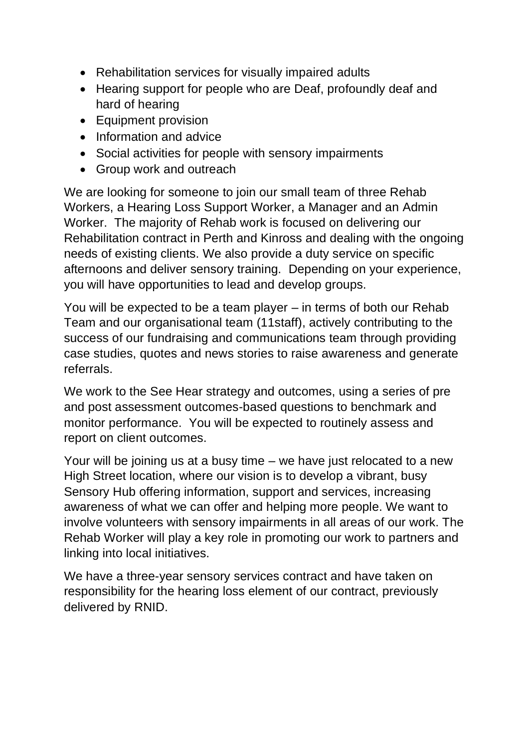- Rehabilitation services for visually impaired adults
- Hearing support for people who are Deaf, profoundly deaf and hard of hearing
- Equipment provision
- Information and advice
- Social activities for people with sensory impairments
- Group work and outreach

We are looking for someone to join our small team of three Rehab Workers, a Hearing Loss Support Worker, a Manager and an Admin Worker. The majority of Rehab work is focused on delivering our Rehabilitation contract in Perth and Kinross and dealing with the ongoing needs of existing clients. We also provide a duty service on specific afternoons and deliver sensory training. Depending on your experience, you will have opportunities to lead and develop groups.

You will be expected to be a team player – in terms of both our Rehab Team and our organisational team (11staff), actively contributing to the success of our fundraising and communications team through providing case studies, quotes and news stories to raise awareness and generate referrals.

We work to the See Hear strategy and outcomes, using a series of pre and post assessment outcomes-based questions to benchmark and monitor performance. You will be expected to routinely assess and report on client outcomes.

Your will be joining us at a busy time – we have just relocated to a new High Street location, where our vision is to develop a vibrant, busy Sensory Hub offering information, support and services, increasing awareness of what we can offer and helping more people. We want to involve volunteers with sensory impairments in all areas of our work. The Rehab Worker will play a key role in promoting our work to partners and linking into local initiatives.

We have a three-year sensory services contract and have taken on responsibility for the hearing loss element of our contract, previously delivered by RNID.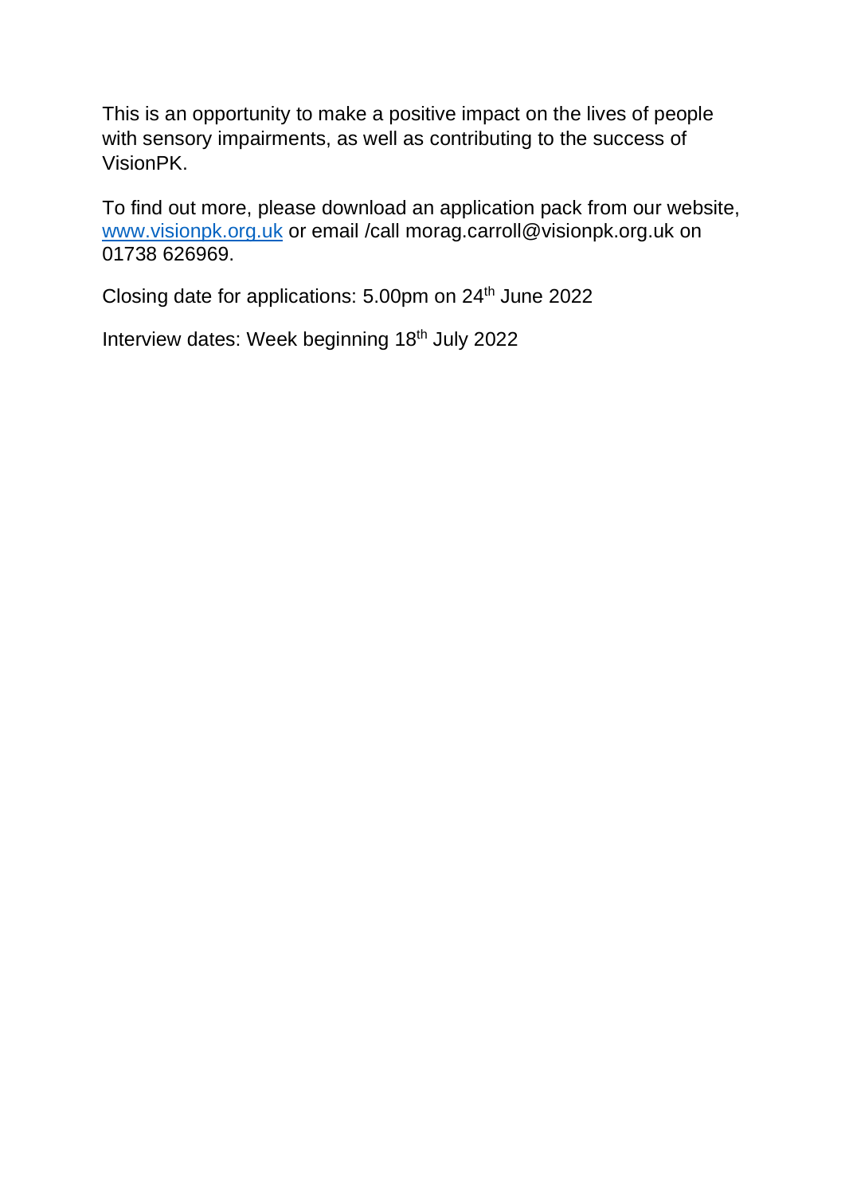This is an opportunity to make a positive impact on the lives of people with sensory impairments, as well as contributing to the success of VisionPK.

To find out more, please download an application pack from our website, [www.visionpk.org.uk](http://www.visionpk.org.uk) or email /call morag.carroll@visionpk.org.uk on 01738 626969.

Closing date for applications: 5.00pm on 24th June 2022

Interview dates: Week beginning 18th July 2022